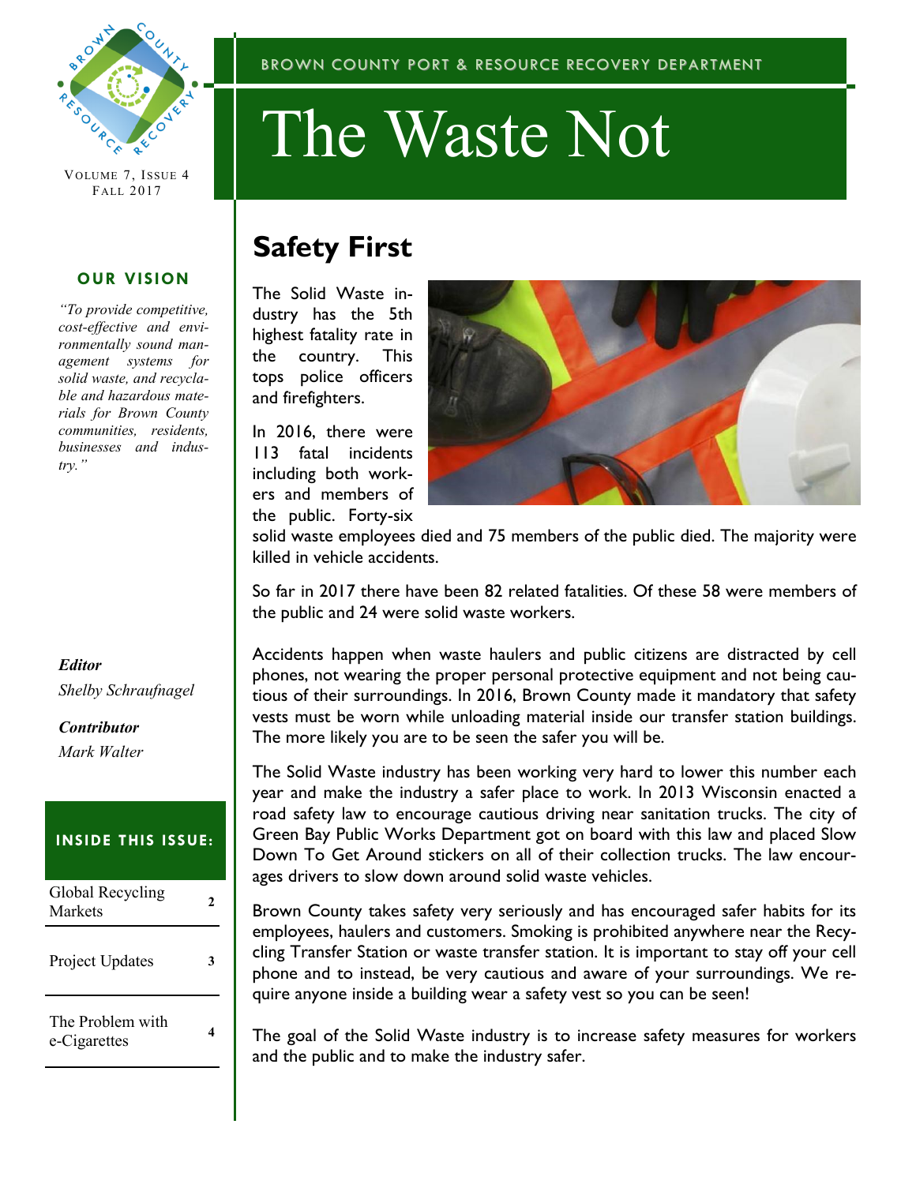BROWN COUNTY PORT & RESOURCE RECOVERY DEPARTMENT

# The Waste Not

VOLUME 7, ISSUE 4
FALL 2017

### OUR VISION

*"To provide competitive, cost-effective and environmentally sound management systems for solid waste, and recyclable and hazardous materials for Brown County communities, residents, businesses and industry."*

***Editor***
*Shelby Schraufnagel*

***Contributor***
*Mark Walter*

### INSIDE THIS ISSUE:

| | |
|---|---|
| Global Recycling Markets | 2 |
| Project Updates | 3 |
| The Problem with e-Cigarettes | 4 |

## Safety First

The Solid Waste industry has the 5th highest fatality rate in the country. This tops police officers and firefighters.

In 2016, there were 113 fatal incidents including both workers and members of the public. Forty-six solid waste employees died and 75 members of the public died. The majority were killed in vehicle accidents.

So far in 2017 there have been 82 related fatalities. Of these 58 were members of the public and 24 were solid waste workers.

Accidents happen when waste haulers and public citizens are distracted by cell phones, not wearing the proper personal protective equipment and not being cautious of their surroundings. In 2016, Brown County made it mandatory that safety vests must be worn while unloading material inside our transfer station buildings. The more likely you are to be seen the safer you will be.

The Solid Waste industry has been working very hard to lower this number each year and make the industry a safer place to work. In 2013 Wisconsin enacted a road safety law to encourage cautious driving near sanitation trucks. The city of Green Bay Public Works Department got on board with this law and placed Slow Down To Get Around stickers on all of their collection trucks. The law encourages drivers to slow down around solid waste vehicles.

Brown County takes safety very seriously and has encouraged safer habits for its employees, haulers and customers. Smoking is prohibited anywhere near the Recycling Transfer Station or waste transfer station. It is important to stay off your cell phone and to instead, be very cautious and aware of your surroundings. We require anyone inside a building wear a safety vest so you can be seen!

The goal of the Solid Waste industry is to increase safety measures for workers and the public and to make the industry safer.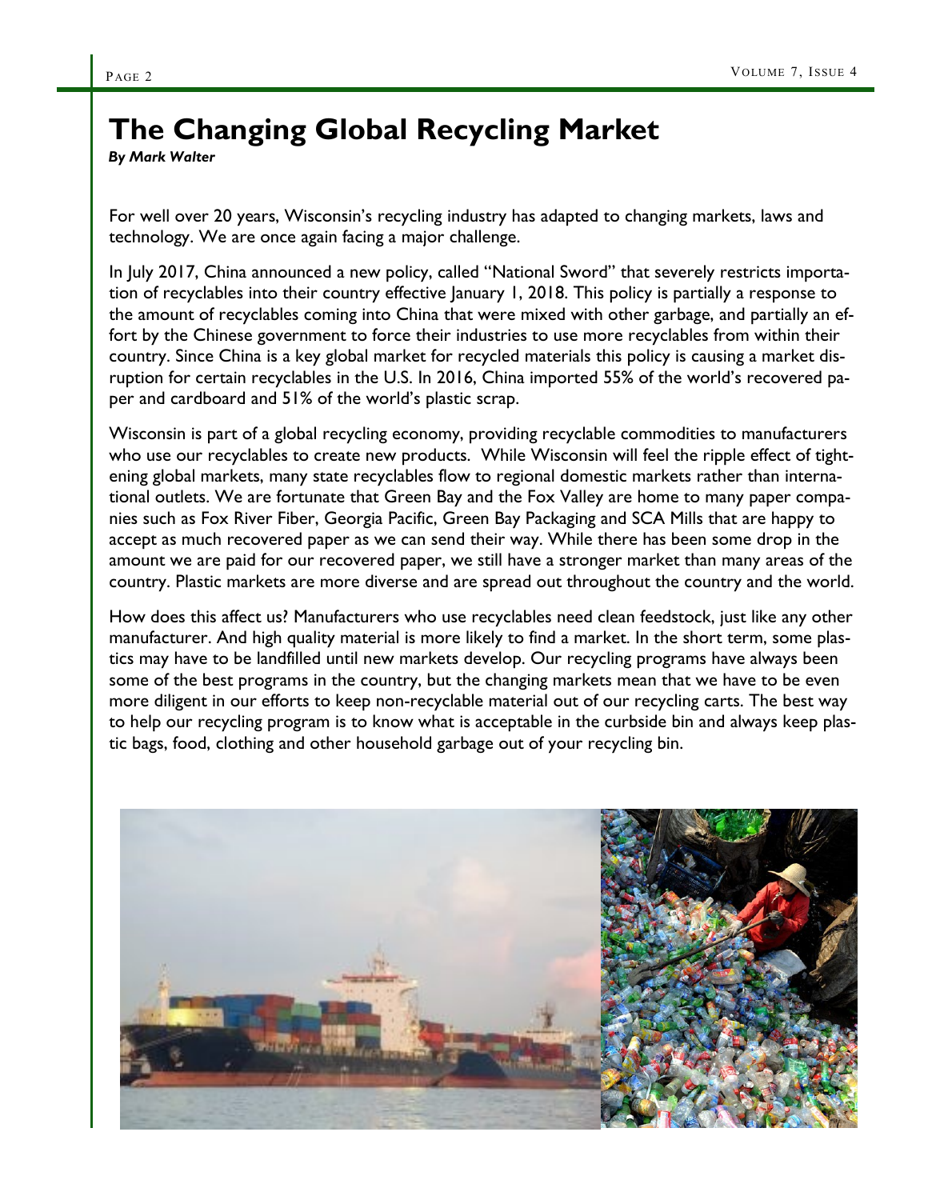# The Changing Global Recycling Market

***By Mark Walter***

For well over 20 years, Wisconsin's recycling industry has adapted to changing markets, laws and technology. We are once again facing a major challenge.

In July 2017, China announced a new policy, called "National Sword" that severely restricts importation of recyclables into their country effective January 1, 2018. This policy is partially a response to the amount of recyclables coming into China that were mixed with other garbage, and partially an effort by the Chinese government to force their industries to use more recyclables from within their country. Since China is a key global market for recycled materials this policy is causing a market disruption for certain recyclables in the U.S. In 2016, China imported 55% of the world's recovered paper and cardboard and 51% of the world's plastic scrap.

Wisconsin is part of a global recycling economy, providing recyclable commodities to manufacturers who use our recyclables to create new products. While Wisconsin will feel the ripple effect of tightening global markets, many state recyclables flow to regional domestic markets rather than international outlets. We are fortunate that Green Bay and the Fox Valley are home to many paper companies such as Fox River Fiber, Georgia Pacific, Green Bay Packaging and SCA Mills that are happy to accept as much recovered paper as we can send their way. While there has been some drop in the amount we are paid for our recovered paper, we still have a stronger market than many areas of the country. Plastic markets are more diverse and are spread out throughout the country and the world.

How does this affect us? Manufacturers who use recyclables need clean feedstock, just like any other manufacturer. And high quality material is more likely to find a market. In the short term, some plastics may have to be landfilled until new markets develop. Our recycling programs have always been some of the best programs in the country, but the changing markets mean that we have to be even more diligent in our efforts to keep non-recyclable material out of our recycling carts. The best way to help our recycling program is to know what is acceptable in the curbside bin and always keep plastic bags, food, clothing and other household garbage out of your recycling bin.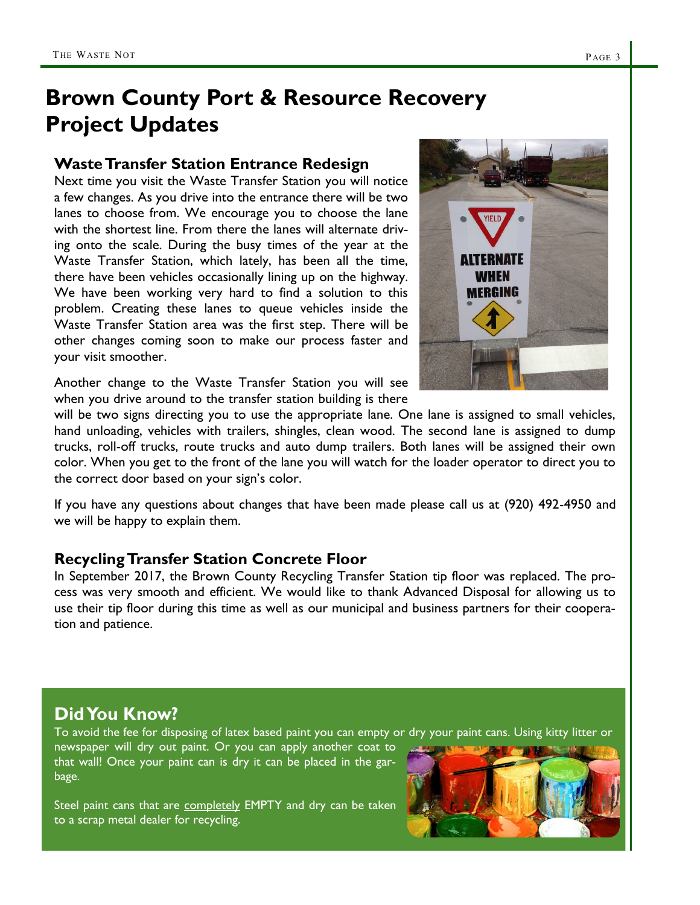# Brown County Port & Resource Recovery Project Updates

## Waste Transfer Station Entrance Redesign

Next time you visit the Waste Transfer Station you will notice a few changes. As you drive into the entrance there will be two lanes to choose from. We encourage you to choose the lane with the shortest line. From there the lanes will alternate driving onto the scale. During the busy times of the year at the Waste Transfer Station, which lately, has been all the time, there have been vehicles occasionally lining up on the highway. We have been working very hard to find a solution to this problem. Creating these lanes to queue vehicles inside the Waste Transfer Station area was the first step. There will be other changes coming soon to make our process faster and your visit smoother.

Another change to the Waste Transfer Station you will see when you drive around to the transfer station building is there will be two signs directing you to use the appropriate lane. One lane is assigned to small vehicles, hand unloading, vehicles with trailers, shingles, clean wood. The second lane is assigned to dump trucks, roll-off trucks, route trucks and auto dump trailers. Both lanes will be assigned their own color. When you get to the front of the lane you will watch for the loader operator to direct you to the correct door based on your sign's color.

If you have any questions about changes that have been made please call us at (920) 492-4950 and we will be happy to explain them.

## Recycling Transfer Station Concrete Floor

In September 2017, the Brown County Recycling Transfer Station tip floor was replaced. The process was very smooth and efficient. We would like to thank Advanced Disposal for allowing us to use their tip floor during this time as well as our municipal and business partners for their cooperation and patience.

## Did You Know?

To avoid the fee for disposing of latex based paint you can empty or dry your paint cans. Using kitty litter or newspaper will dry out paint. Or you can apply another coat to that wall! Once your paint can is dry it can be placed in the garbage.

Steel paint cans that are completely EMPTY and dry can be taken to a scrap metal dealer for recycling.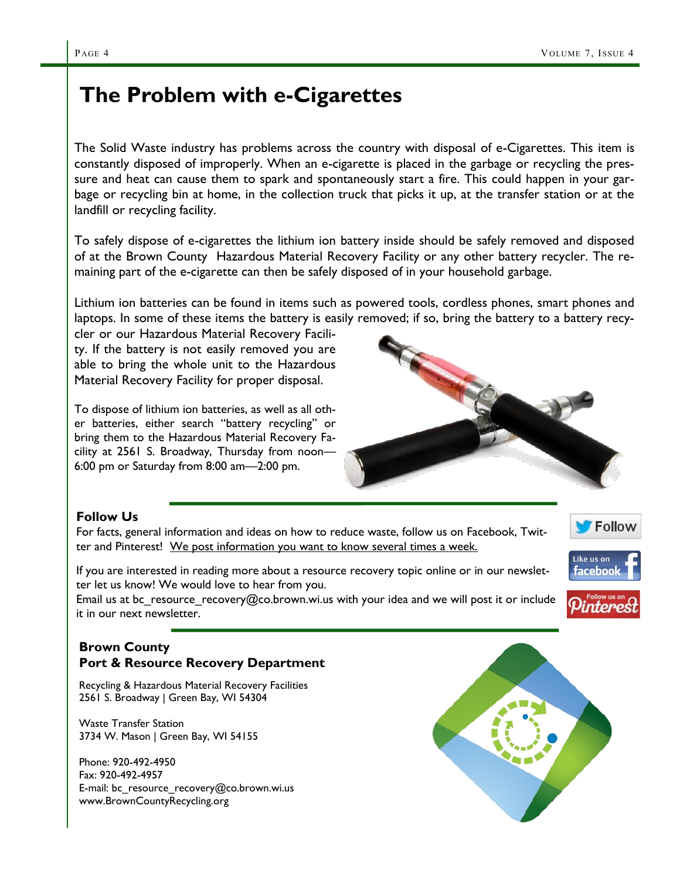# The Problem with e-Cigarettes

The Solid Waste industry has problems across the country with disposal of e-Cigarettes. This item is constantly disposed of improperly. When an e-cigarette is placed in the garbage or recycling the pressure and heat can cause them to spark and spontaneously start a fire. This could happen in your garbage or recycling bin at home, in the collection truck that picks it up, at the transfer station or at the landfill or recycling facility.

To safely dispose of e-cigarettes the lithium ion battery inside should be safely removed and disposed of at the Brown County Hazardous Material Recovery Facility or any other battery recycler. The remaining part of the e-cigarette can then be safely disposed of in your household garbage.

Lithium ion batteries can be found in items such as powered tools, cordless phones, smart phones and laptops. In some of these items the battery is easily removed; if so, bring the battery to a battery recycler or our Hazardous Material Recovery Facility. If the battery is not easily removed you are able to bring the whole unit to the Hazardous Material Recovery Facility for proper disposal.

To dispose of lithium ion batteries, as well as all other batteries, either search "battery recycling" or bring them to the Hazardous Material Recovery Facility at 2561 S. Broadway, Thursday from noon—6:00 pm or Saturday from 8:00 am—2:00 pm.

## Follow Us

For facts, general information and ideas on how to reduce waste, follow us on Facebook, Twitter and Pinterest! We post information you want to know several times a week.

If you are interested in reading more about a resource recovery topic online or in our newsletter let us know! We would love to hear from you.
Email us at bc_resource_recovery@co.brown.wi.us with your idea and we will post it or include it in our next newsletter.

Follow

Like us on facebook

Follow us on Pinterest

**Brown County**
**Port & Resource Recovery Department**

Recycling & Hazardous Material Recovery Facilities
2561 S. Broadway | Green Bay, WI 54304

Waste Transfer Station
3734 W. Mason | Green Bay, WI 54155

Phone: 920-492-4950
Fax: 920-492-4957
E-mail: bc_resource_recovery@co.brown.wi.us
www.BrownCountyRecycling.org